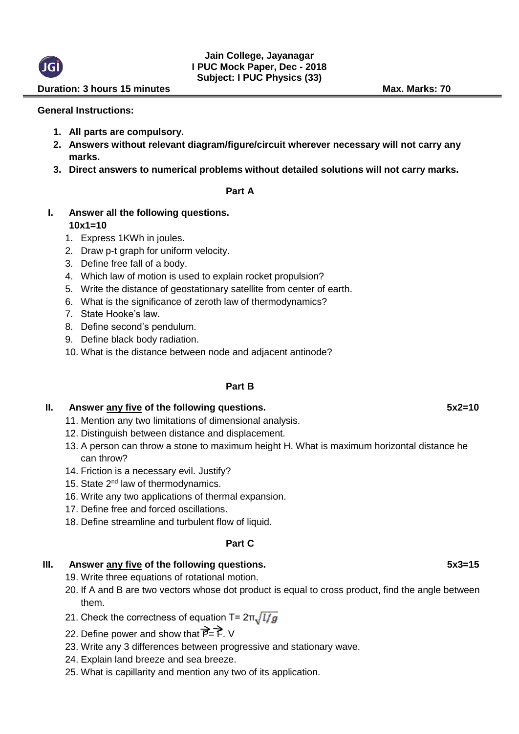**Jain College, Jayanagar**
**I PUC Mock Paper, Dec - 2018**
**Subject: I PUC Physics (33)**

**Duration: 3 hours 15 minutes** **Max. Marks: 70**

**General Instructions:**

1. **All parts are compulsory.**
2. **Answers without relevant diagram/figure/circuit wherever necessary will not carry any marks.**
3. **Direct answers to numerical problems without detailed solutions will not carry marks.**

## Part A

**I. Answer all the following questions. 10x1=10**

1. Express 1KWh in joules.
2. Draw p-t graph for uniform velocity.
3. Define free fall of a body.
4. Which law of motion is used to explain rocket propulsion?
5. Write the distance of geostationary satellite from center of earth.
6. What is the significance of zeroth law of thermodynamics?
7. State Hooke's law.
8. Define second's pendulum.
9. Define black body radiation.
10. What is the distance between node and adjacent antinode?

## Part B

**II. Answer any five of the following questions. 5x2=10**

11. Mention any two limitations of dimensional analysis.
12. Distinguish between distance and displacement.
13. A person can throw a stone to maximum height H. What is maximum horizontal distance he can throw?
14. Friction is a necessary evil. Justify?
15. State 2nd law of thermodynamics.
16. Write any two applications of thermal expansion.
17. Define free and forced oscillations.
18. Define streamline and turbulent flow of liquid.

## Part C

**III. Answer any five of the following questions. 5x3=15**

19. Write three equations of rotational motion.
20. If A and B are two vectors whose dot product is equal to cross product, find the angle between them.
21. Check the correctness of equation $T = 2\pi\sqrt{l/g}$
22. Define power and show that $\vec{P} = \vec{F} . V$
23. Write any 3 differences between progressive and stationary wave.
24. Explain land breeze and sea breeze.
25. What is capillarity and mention any two of its application.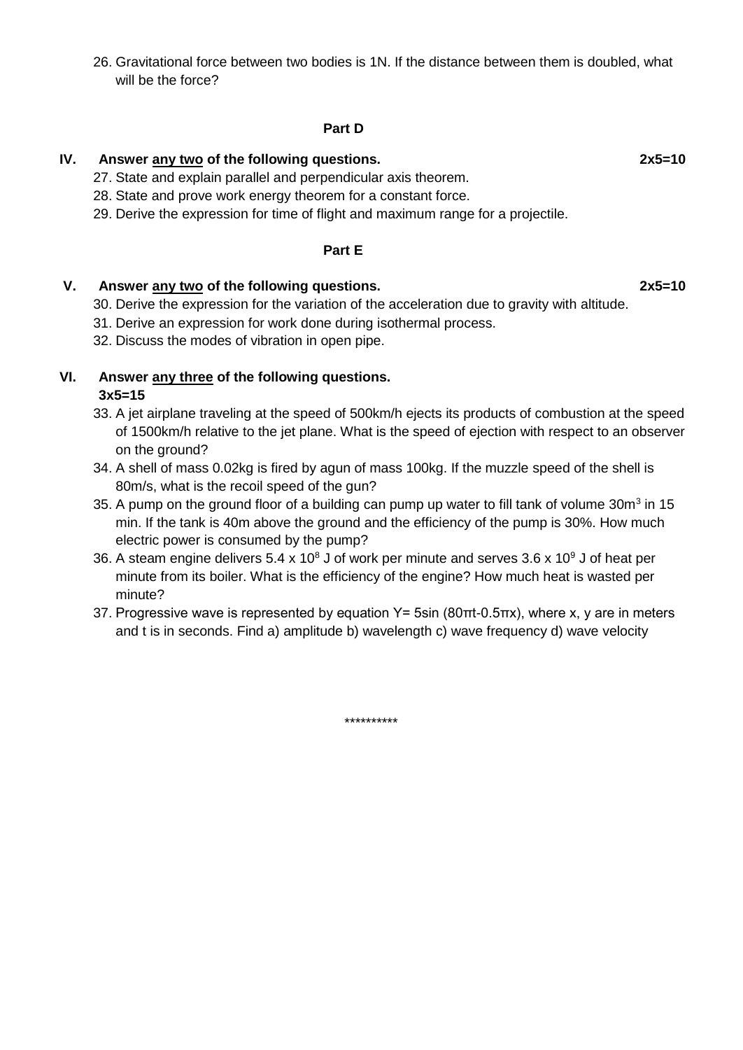26. Gravitational force between two bodies is 1N. If the distance between them is doubled, what will be the force?

## Part D

**IV. Answer <u>any two</u> of the following questions. 2x5=10**

27. State and explain parallel and perpendicular axis theorem.
28. State and prove work energy theorem for a constant force.
29. Derive the expression for time of flight and maximum range for a projectile.

## Part E

**V. Answer <u>any two</u> of the following questions. 2x5=10**

30. Derive the expression for the variation of the acceleration due to gravity with altitude.
31. Derive an expression for work done during isothermal process.
32. Discuss the modes of vibration in open pipe.

**VI. Answer <u>any three</u> of the following questions. 3x5=15**

33. A jet airplane traveling at the speed of 500km/h ejects its products of combustion at the speed of 1500km/h relative to the jet plane. What is the speed of ejection with respect to an observer on the ground?
34. A shell of mass 0.02kg is fired by agun of mass 100kg. If the muzzle speed of the shell is 80m/s, what is the recoil speed of the gun?
35. A pump on the ground floor of a building can pump up water to fill tank of volume $30m^3$ in 15 min. If the tank is 40m above the ground and the efficiency of the pump is 30%. How much electric power is consumed by the pump?
36. A steam engine delivers $5.4 \times 10^8$ J of work per minute and serves $3.6 \times 10^9$ J of heat per minute from its boiler. What is the efficiency of the engine? How much heat is wasted per minute?
37. Progressive wave is represented by equation $Y = 5\sin(80\pi t - 0.5\pi x)$, where x, y are in meters and t is in seconds. Find a) amplitude b) wavelength c) wave frequency d) wave velocity

**********